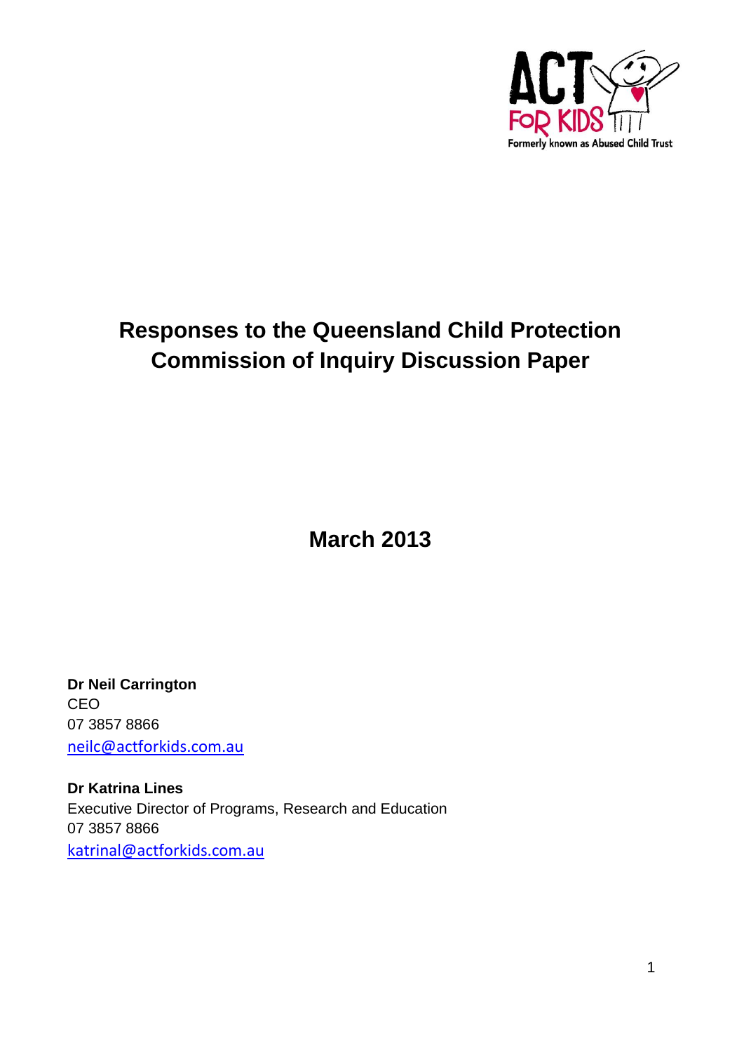ACT FOR KIDS

Formerly known as Abused Child Trust

# Responses to the Queensland Child Protection Commission of Inquiry Discussion Paper

## March 2013

**Dr Neil Carrington**
CEO
07 3857 8866
neilc@actforkids.com.au

**Dr Katrina Lines**
Executive Director of Programs, Research and Education
07 3857 8866
katrinal@actforkids.com.au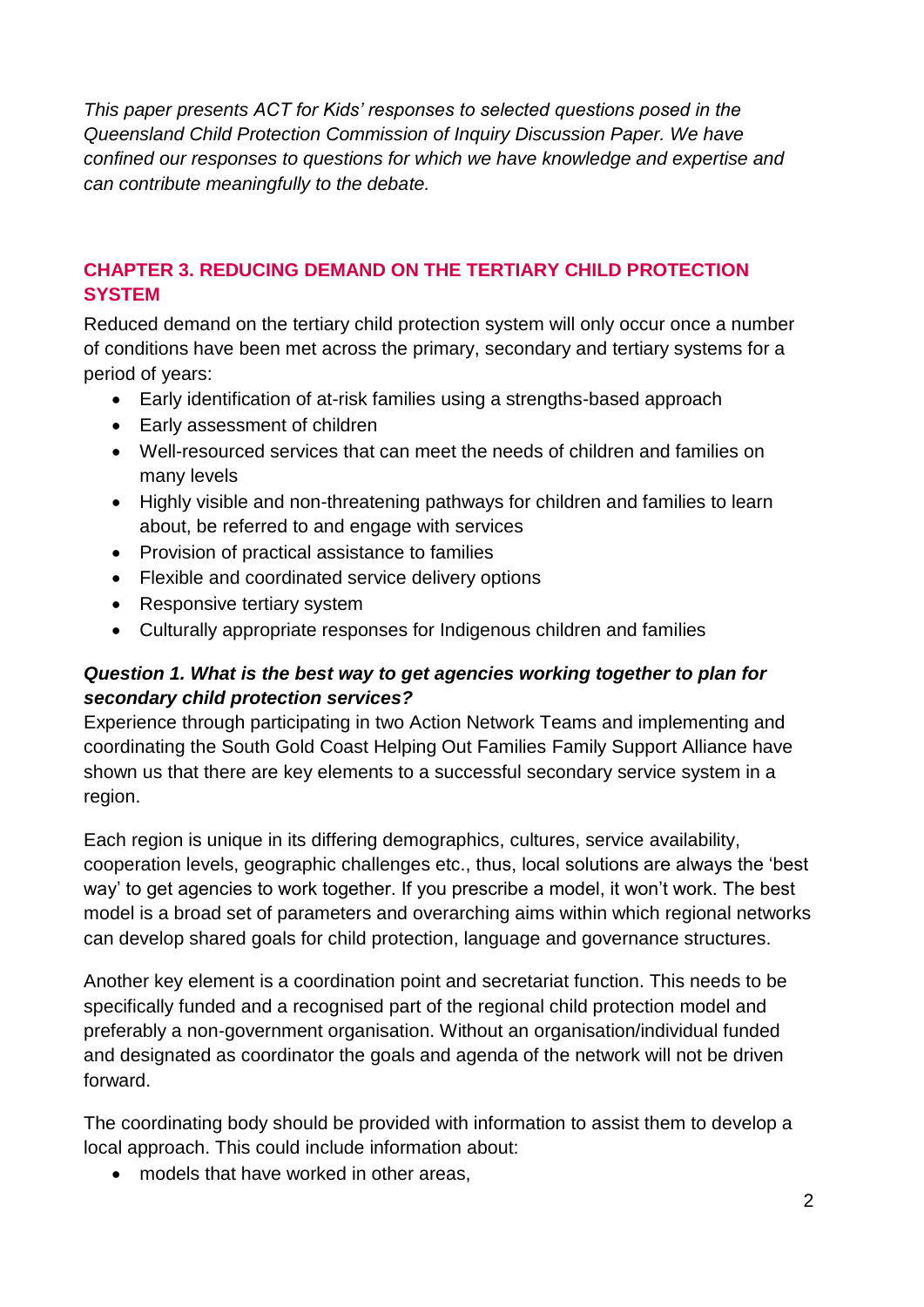*This paper presents ACT for Kids' responses to selected questions posed in the Queensland Child Protection Commission of Inquiry Discussion Paper. We have confined our responses to questions for which we have knowledge and expertise and can contribute meaningfully to the debate.*

## CHAPTER 3. REDUCING DEMAND ON THE TERTIARY CHILD PROTECTION SYSTEM

Reduced demand on the tertiary child protection system will only occur once a number of conditions have been met across the primary, secondary and tertiary systems for a period of years:

- Early identification of at-risk families using a strengths-based approach
- Early assessment of children
- Well-resourced services that can meet the needs of children and families on many levels
- Highly visible and non-threatening pathways for children and families to learn about, be referred to and engage with services
- Provision of practical assistance to families
- Flexible and coordinated service delivery options
- Responsive tertiary system
- Culturally appropriate responses for Indigenous children and families

### *Question 1. What is the best way to get agencies working together to plan for secondary child protection services?*

Experience through participating in two Action Network Teams and implementing and coordinating the South Gold Coast Helping Out Families Family Support Alliance have shown us that there are key elements to a successful secondary service system in a region.

Each region is unique in its differing demographics, cultures, service availability, cooperation levels, geographic challenges etc., thus, local solutions are always the 'best way' to get agencies to work together. If you prescribe a model, it won't work. The best model is a broad set of parameters and overarching aims within which regional networks can develop shared goals for child protection, language and governance structures.

Another key element is a coordination point and secretariat function. This needs to be specifically funded and a recognised part of the regional child protection model and preferably a non-government organisation. Without an organisation/individual funded and designated as coordinator the goals and agenda of the network will not be driven forward.

The coordinating body should be provided with information to assist them to develop a local approach. This could include information about:

- models that have worked in other areas,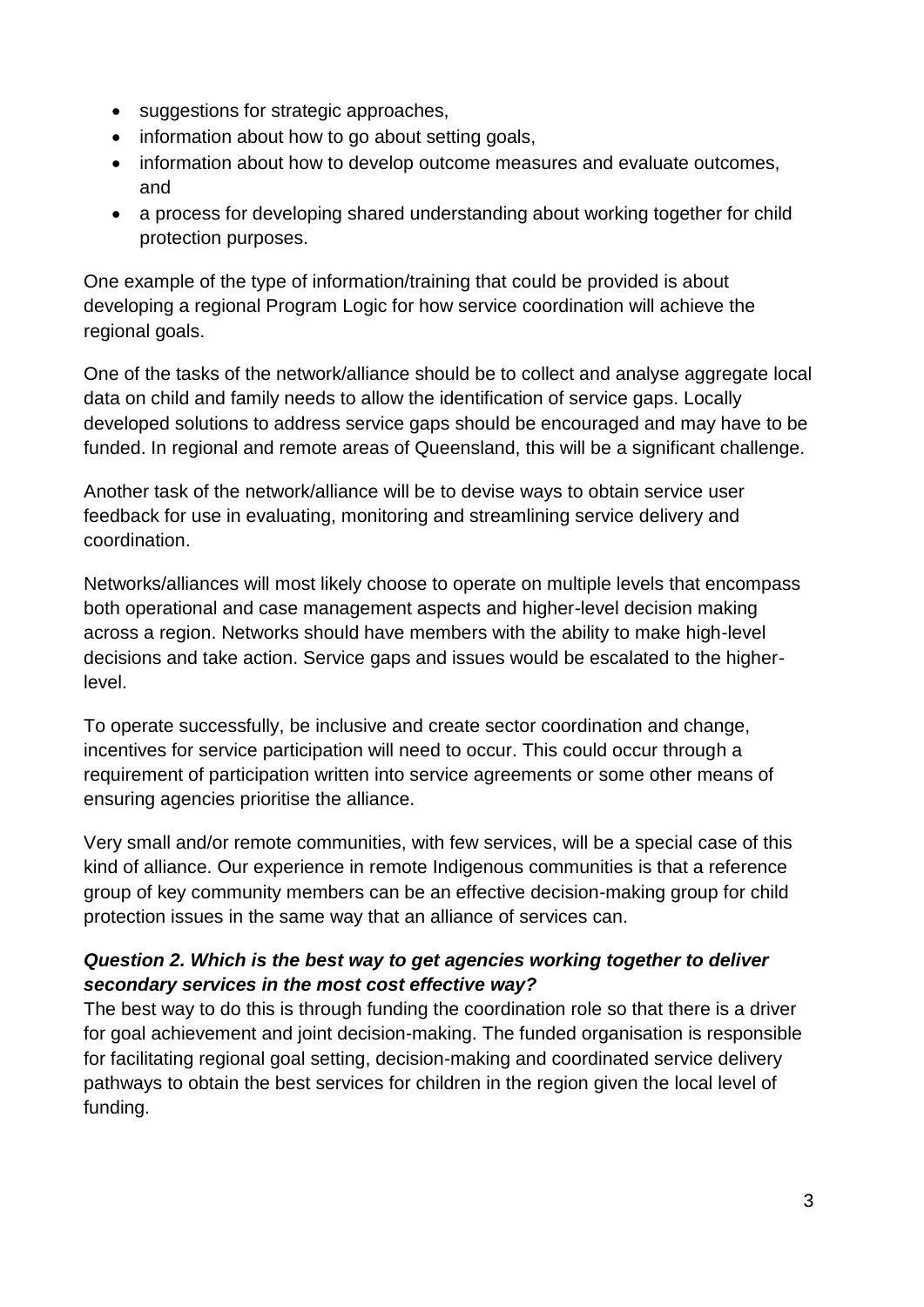- suggestions for strategic approaches,
- information about how to go about setting goals,
- information about how to develop outcome measures and evaluate outcomes, and
- a process for developing shared understanding about working together for child protection purposes.

One example of the type of information/training that could be provided is about developing a regional Program Logic for how service coordination will achieve the regional goals.

One of the tasks of the network/alliance should be to collect and analyse aggregate local data on child and family needs to allow the identification of service gaps. Locally developed solutions to address service gaps should be encouraged and may have to be funded. In regional and remote areas of Queensland, this will be a significant challenge.

Another task of the network/alliance will be to devise ways to obtain service user feedback for use in evaluating, monitoring and streamlining service delivery and coordination.

Networks/alliances will most likely choose to operate on multiple levels that encompass both operational and case management aspects and higher-level decision making across a region. Networks should have members with the ability to make high-level decisions and take action. Service gaps and issues would be escalated to the higher-level.

To operate successfully, be inclusive and create sector coordination and change, incentives for service participation will need to occur. This could occur through a requirement of participation written into service agreements or some other means of ensuring agencies prioritise the alliance.

Very small and/or remote communities, with few services, will be a special case of this kind of alliance. Our experience in remote Indigenous communities is that a reference group of key community members can be an effective decision-making group for child protection issues in the same way that an alliance of services can.

***Question 2. Which is the best way to get agencies working together to deliver secondary services in the most cost effective way?***

The best way to do this is through funding the coordination role so that there is a driver for goal achievement and joint decision-making. The funded organisation is responsible for facilitating regional goal setting, decision-making and coordinated service delivery pathways to obtain the best services for children in the region given the local level of funding.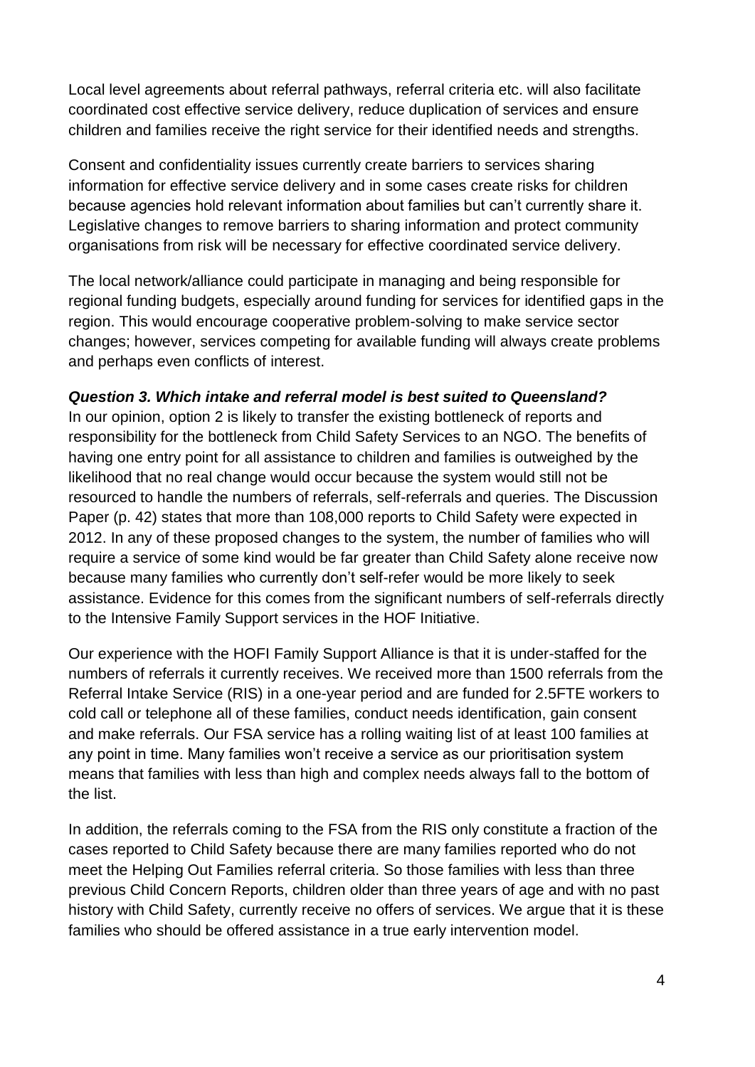Local level agreements about referral pathways, referral criteria etc. will also facilitate coordinated cost effective service delivery, reduce duplication of services and ensure children and families receive the right service for their identified needs and strengths.

Consent and confidentiality issues currently create barriers to services sharing information for effective service delivery and in some cases create risks for children because agencies hold relevant information about families but can't currently share it. Legislative changes to remove barriers to sharing information and protect community organisations from risk will be necessary for effective coordinated service delivery.

The local network/alliance could participate in managing and being responsible for regional funding budgets, especially around funding for services for identified gaps in the region. This would encourage cooperative problem-solving to make service sector changes; however, services competing for available funding will always create problems and perhaps even conflicts of interest.

***Question 3. Which intake and referral model is best suited to Queensland?***

In our opinion, option 2 is likely to transfer the existing bottleneck of reports and responsibility for the bottleneck from Child Safety Services to an NGO. The benefits of having one entry point for all assistance to children and families is outweighed by the likelihood that no real change would occur because the system would still not be resourced to handle the numbers of referrals, self-referrals and queries. The Discussion Paper (p. 42) states that more than 108,000 reports to Child Safety were expected in 2012. In any of these proposed changes to the system, the number of families who will require a service of some kind would be far greater than Child Safety alone receive now because many families who currently don't self-refer would be more likely to seek assistance. Evidence for this comes from the significant numbers of self-referrals directly to the Intensive Family Support services in the HOF Initiative.

Our experience with the HOFI Family Support Alliance is that it is under-staffed for the numbers of referrals it currently receives. We received more than 1500 referrals from the Referral Intake Service (RIS) in a one-year period and are funded for 2.5FTE workers to cold call or telephone all of these families, conduct needs identification, gain consent and make referrals. Our FSA service has a rolling waiting list of at least 100 families at any point in time. Many families won't receive a service as our prioritisation system means that families with less than high and complex needs always fall to the bottom of the list.

In addition, the referrals coming to the FSA from the RIS only constitute a fraction of the cases reported to Child Safety because there are many families reported who do not meet the Helping Out Families referral criteria. So those families with less than three previous Child Concern Reports, children older than three years of age and with no past history with Child Safety, currently receive no offers of services. We argue that it is these families who should be offered assistance in a true early intervention model.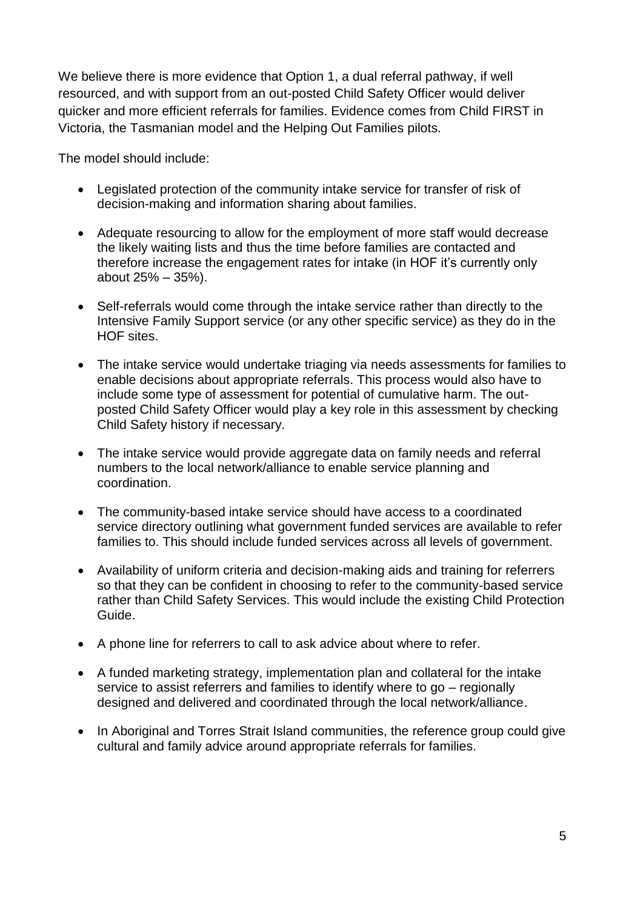We believe there is more evidence that Option 1, a dual referral pathway, if well resourced, and with support from an out-posted Child Safety Officer would deliver quicker and more efficient referrals for families. Evidence comes from Child FIRST in Victoria, the Tasmanian model and the Helping Out Families pilots.

The model should include:

- Legislated protection of the community intake service for transfer of risk of decision-making and information sharing about families.
- Adequate resourcing to allow for the employment of more staff would decrease the likely waiting lists and thus the time before families are contacted and therefore increase the engagement rates for intake (in HOF it's currently only about 25% – 35%).
- Self-referrals would come through the intake service rather than directly to the Intensive Family Support service (or any other specific service) as they do in the HOF sites.
- The intake service would undertake triaging via needs assessments for families to enable decisions about appropriate referrals. This process would also have to include some type of assessment for potential of cumulative harm. The out-posted Child Safety Officer would play a key role in this assessment by checking Child Safety history if necessary.
- The intake service would provide aggregate data on family needs and referral numbers to the local network/alliance to enable service planning and coordination.
- The community-based intake service should have access to a coordinated service directory outlining what government funded services are available to refer families to. This should include funded services across all levels of government.
- Availability of uniform criteria and decision-making aids and training for referrers so that they can be confident in choosing to refer to the community-based service rather than Child Safety Services. This would include the existing Child Protection Guide.
- A phone line for referrers to call to ask advice about where to refer.
- A funded marketing strategy, implementation plan and collateral for the intake service to assist referrers and families to identify where to go – regionally designed and delivered and coordinated through the local network/alliance.
- In Aboriginal and Torres Strait Island communities, the reference group could give cultural and family advice around appropriate referrals for families.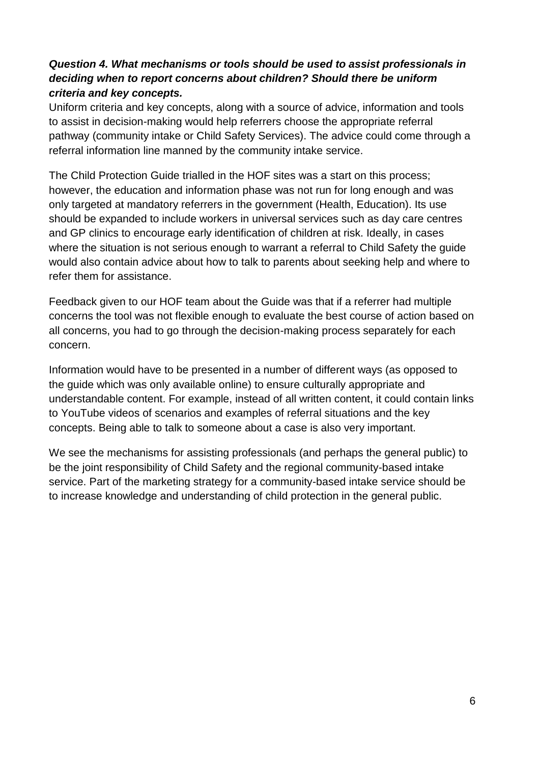***Question 4. What mechanisms or tools should be used to assist professionals in deciding when to report concerns about children? Should there be uniform criteria and key concepts.***

Uniform criteria and key concepts, along with a source of advice, information and tools to assist in decision-making would help referrers choose the appropriate referral pathway (community intake or Child Safety Services). The advice could come through a referral information line manned by the community intake service.

The Child Protection Guide trialled in the HOF sites was a start on this process; however, the education and information phase was not run for long enough and was only targeted at mandatory referrers in the government (Health, Education). Its use should be expanded to include workers in universal services such as day care centres and GP clinics to encourage early identification of children at risk. Ideally, in cases where the situation is not serious enough to warrant a referral to Child Safety the guide would also contain advice about how to talk to parents about seeking help and where to refer them for assistance.

Feedback given to our HOF team about the Guide was that if a referrer had multiple concerns the tool was not flexible enough to evaluate the best course of action based on all concerns, you had to go through the decision-making process separately for each concern.

Information would have to be presented in a number of different ways (as opposed to the guide which was only available online) to ensure culturally appropriate and understandable content. For example, instead of all written content, it could contain links to YouTube videos of scenarios and examples of referral situations and the key concepts. Being able to talk to someone about a case is also very important.

We see the mechanisms for assisting professionals (and perhaps the general public) to be the joint responsibility of Child Safety and the regional community-based intake service. Part of the marketing strategy for a community-based intake service should be to increase knowledge and understanding of child protection in the general public.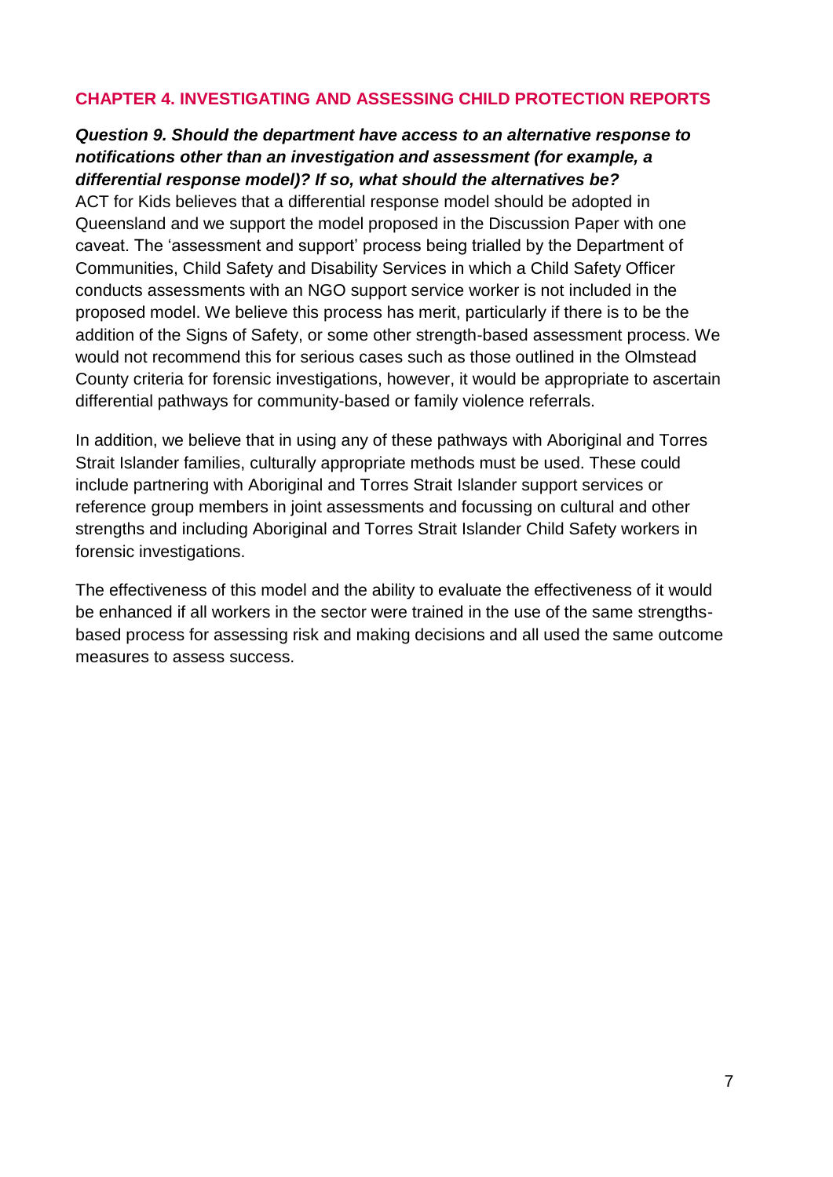## CHAPTER 4. INVESTIGATING AND ASSESSING CHILD PROTECTION REPORTS

***Question 9. Should the department have access to an alternative response to notifications other than an investigation and assessment (for example, a differential response model)? If so, what should the alternatives be?***

ACT for Kids believes that a differential response model should be adopted in Queensland and we support the model proposed in the Discussion Paper with one caveat. The 'assessment and support' process being trialled by the Department of Communities, Child Safety and Disability Services in which a Child Safety Officer conducts assessments with an NGO support service worker is not included in the proposed model. We believe this process has merit, particularly if there is to be the addition of the Signs of Safety, or some other strength-based assessment process. We would not recommend this for serious cases such as those outlined in the Olmstead County criteria for forensic investigations, however, it would be appropriate to ascertain differential pathways for community-based or family violence referrals.

In addition, we believe that in using any of these pathways with Aboriginal and Torres Strait Islander families, culturally appropriate methods must be used. These could include partnering with Aboriginal and Torres Strait Islander support services or reference group members in joint assessments and focussing on cultural and other strengths and including Aboriginal and Torres Strait Islander Child Safety workers in forensic investigations.

The effectiveness of this model and the ability to evaluate the effectiveness of it would be enhanced if all workers in the sector were trained in the use of the same strengths-based process for assessing risk and making decisions and all used the same outcome measures to assess success.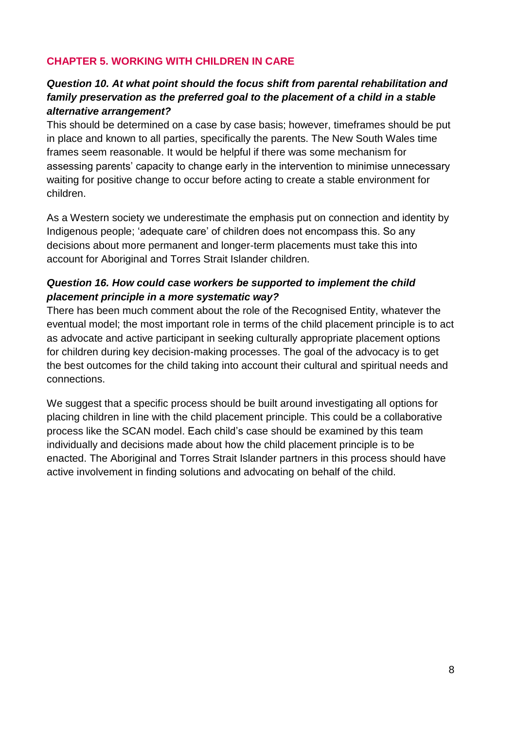## CHAPTER 5. WORKING WITH CHILDREN IN CARE

### *Question 10. At what point should the focus shift from parental rehabilitation and family preservation as the preferred goal to the placement of a child in a stable alternative arrangement?*

This should be determined on a case by case basis; however, timeframes should be put in place and known to all parties, specifically the parents. The New South Wales time frames seem reasonable. It would be helpful if there was some mechanism for assessing parents' capacity to change early in the intervention to minimise unnecessary waiting for positive change to occur before acting to create a stable environment for children.

As a Western society we underestimate the emphasis put on connection and identity by Indigenous people; 'adequate care' of children does not encompass this. So any decisions about more permanent and longer-term placements must take this into account for Aboriginal and Torres Strait Islander children.

### *Question 16. How could case workers be supported to implement the child placement principle in a more systematic way?*

There has been much comment about the role of the Recognised Entity, whatever the eventual model; the most important role in terms of the child placement principle is to act as advocate and active participant in seeking culturally appropriate placement options for children during key decision-making processes. The goal of the advocacy is to get the best outcomes for the child taking into account their cultural and spiritual needs and connections.

We suggest that a specific process should be built around investigating all options for placing children in line with the child placement principle. This could be a collaborative process like the SCAN model. Each child's case should be examined by this team individually and decisions made about how the child placement principle is to be enacted. The Aboriginal and Torres Strait Islander partners in this process should have active involvement in finding solutions and advocating on behalf of the child.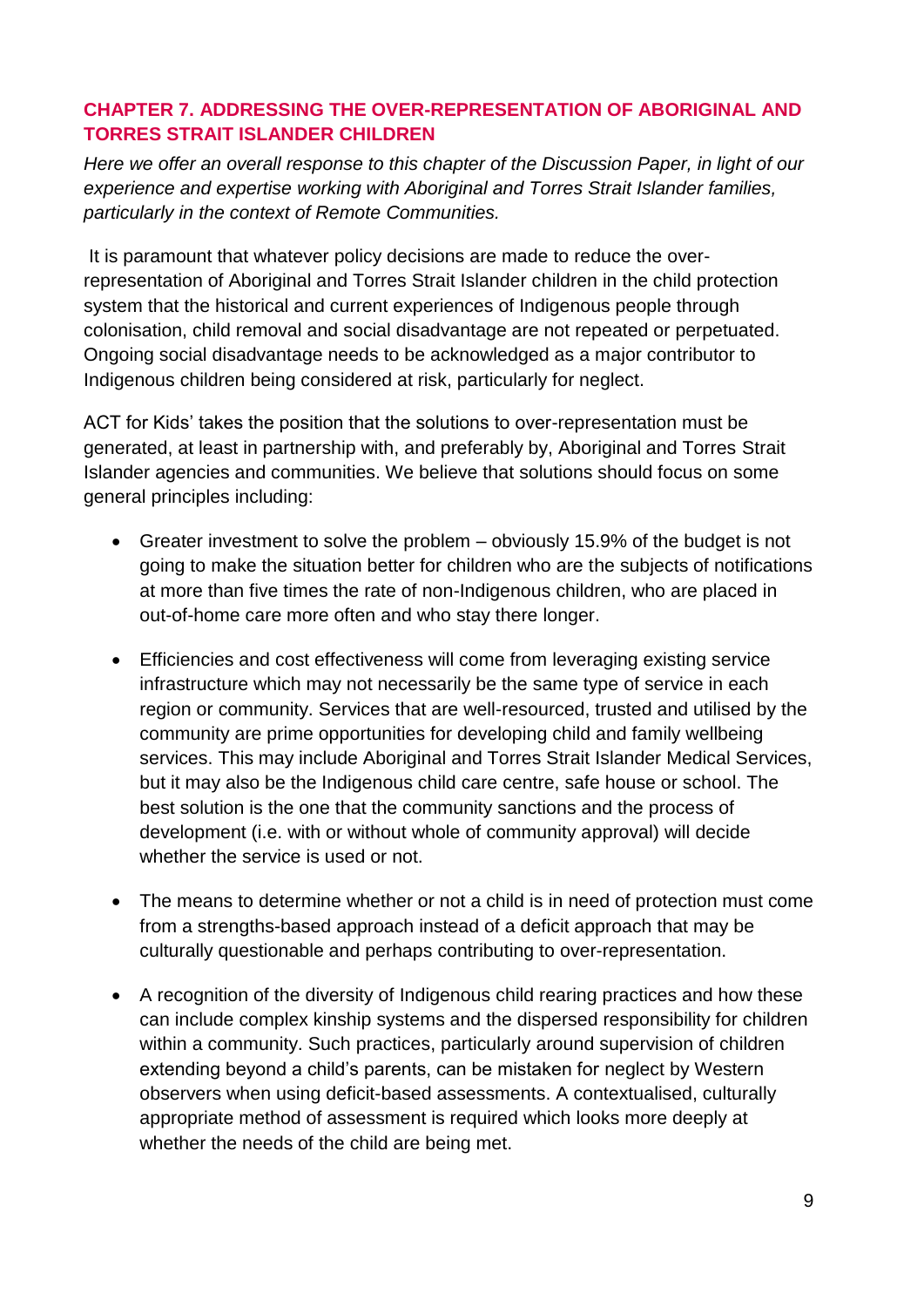## CHAPTER 7. ADDRESSING THE OVER-REPRESENTATION OF ABORIGINAL AND TORRES STRAIT ISLANDER CHILDREN

*Here we offer an overall response to this chapter of the Discussion Paper, in light of our experience and expertise working with Aboriginal and Torres Strait Islander families, particularly in the context of Remote Communities.*

It is paramount that whatever policy decisions are made to reduce the over-representation of Aboriginal and Torres Strait Islander children in the child protection system that the historical and current experiences of Indigenous people through colonisation, child removal and social disadvantage are not repeated or perpetuated. Ongoing social disadvantage needs to be acknowledged as a major contributor to Indigenous children being considered at risk, particularly for neglect.

ACT for Kids' takes the position that the solutions to over-representation must be generated, at least in partnership with, and preferably by, Aboriginal and Torres Strait Islander agencies and communities. We believe that solutions should focus on some general principles including:

- Greater investment to solve the problem – obviously 15.9% of the budget is not going to make the situation better for children who are the subjects of notifications at more than five times the rate of non-Indigenous children, who are placed in out-of-home care more often and who stay there longer.

- Efficiencies and cost effectiveness will come from leveraging existing service infrastructure which may not necessarily be the same type of service in each region or community. Services that are well-resourced, trusted and utilised by the community are prime opportunities for developing child and family wellbeing services. This may include Aboriginal and Torres Strait Islander Medical Services, but it may also be the Indigenous child care centre, safe house or school. The best solution is the one that the community sanctions and the process of development (i.e. with or without whole of community approval) will decide whether the service is used or not.

- The means to determine whether or not a child is in need of protection must come from a strengths-based approach instead of a deficit approach that may be culturally questionable and perhaps contributing to over-representation.

- A recognition of the diversity of Indigenous child rearing practices and how these can include complex kinship systems and the dispersed responsibility for children within a community. Such practices, particularly around supervision of children extending beyond a child's parents, can be mistaken for neglect by Western observers when using deficit-based assessments. A contextualised, culturally appropriate method of assessment is required which looks more deeply at whether the needs of the child are being met.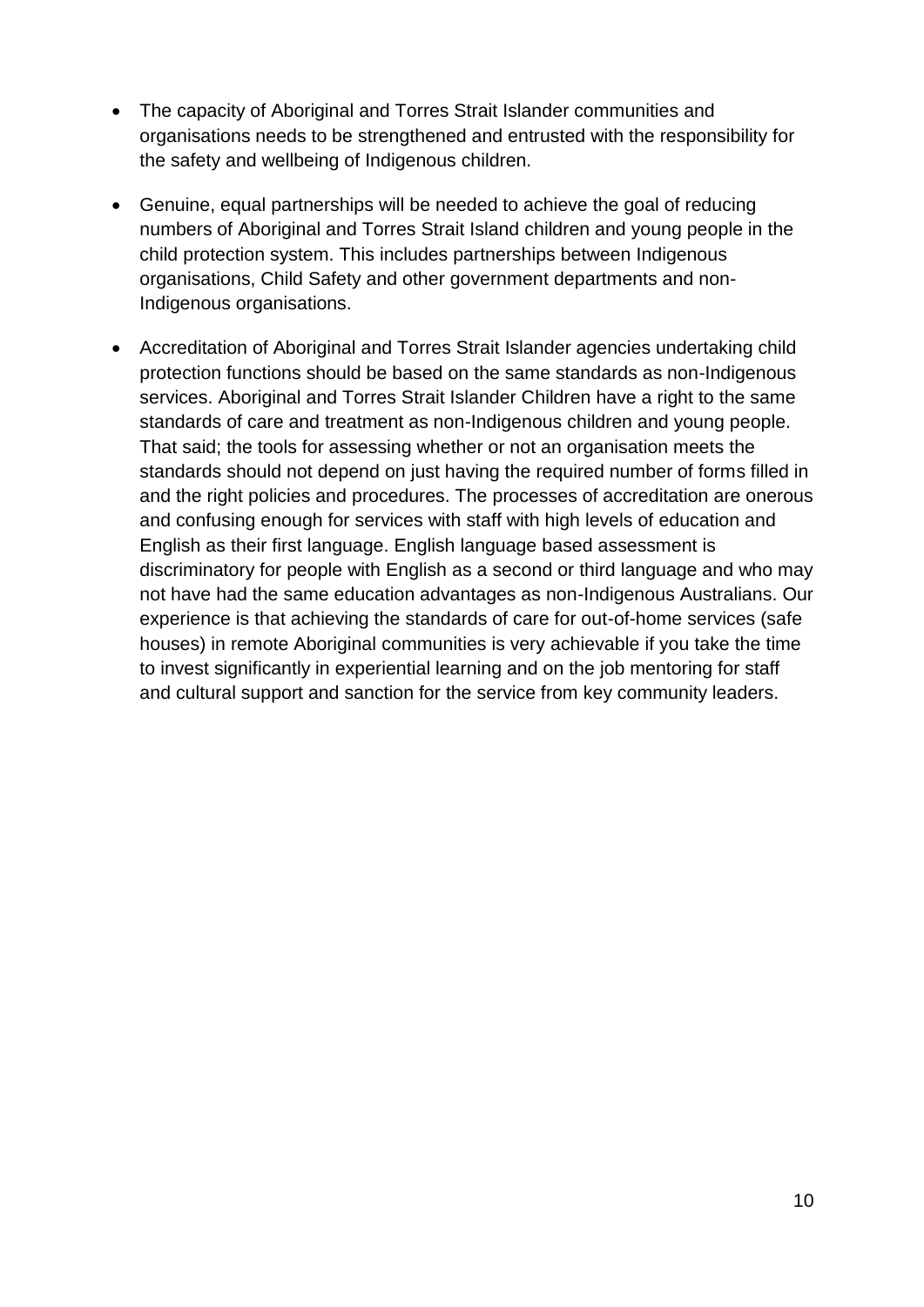- The capacity of Aboriginal and Torres Strait Islander communities and organisations needs to be strengthened and entrusted with the responsibility for the safety and wellbeing of Indigenous children.
- Genuine, equal partnerships will be needed to achieve the goal of reducing numbers of Aboriginal and Torres Strait Island children and young people in the child protection system. This includes partnerships between Indigenous organisations, Child Safety and other government departments and non-Indigenous organisations.
- Accreditation of Aboriginal and Torres Strait Islander agencies undertaking child protection functions should be based on the same standards as non-Indigenous services. Aboriginal and Torres Strait Islander Children have a right to the same standards of care and treatment as non-Indigenous children and young people. That said; the tools for assessing whether or not an organisation meets the standards should not depend on just having the required number of forms filled in and the right policies and procedures. The processes of accreditation are onerous and confusing enough for services with staff with high levels of education and English as their first language. English language based assessment is discriminatory for people with English as a second or third language and who may not have had the same education advantages as non-Indigenous Australians. Our experience is that achieving the standards of care for out-of-home services (safe houses) in remote Aboriginal communities is very achievable if you take the time to invest significantly in experiential learning and on the job mentoring for staff and cultural support and sanction for the service from key community leaders.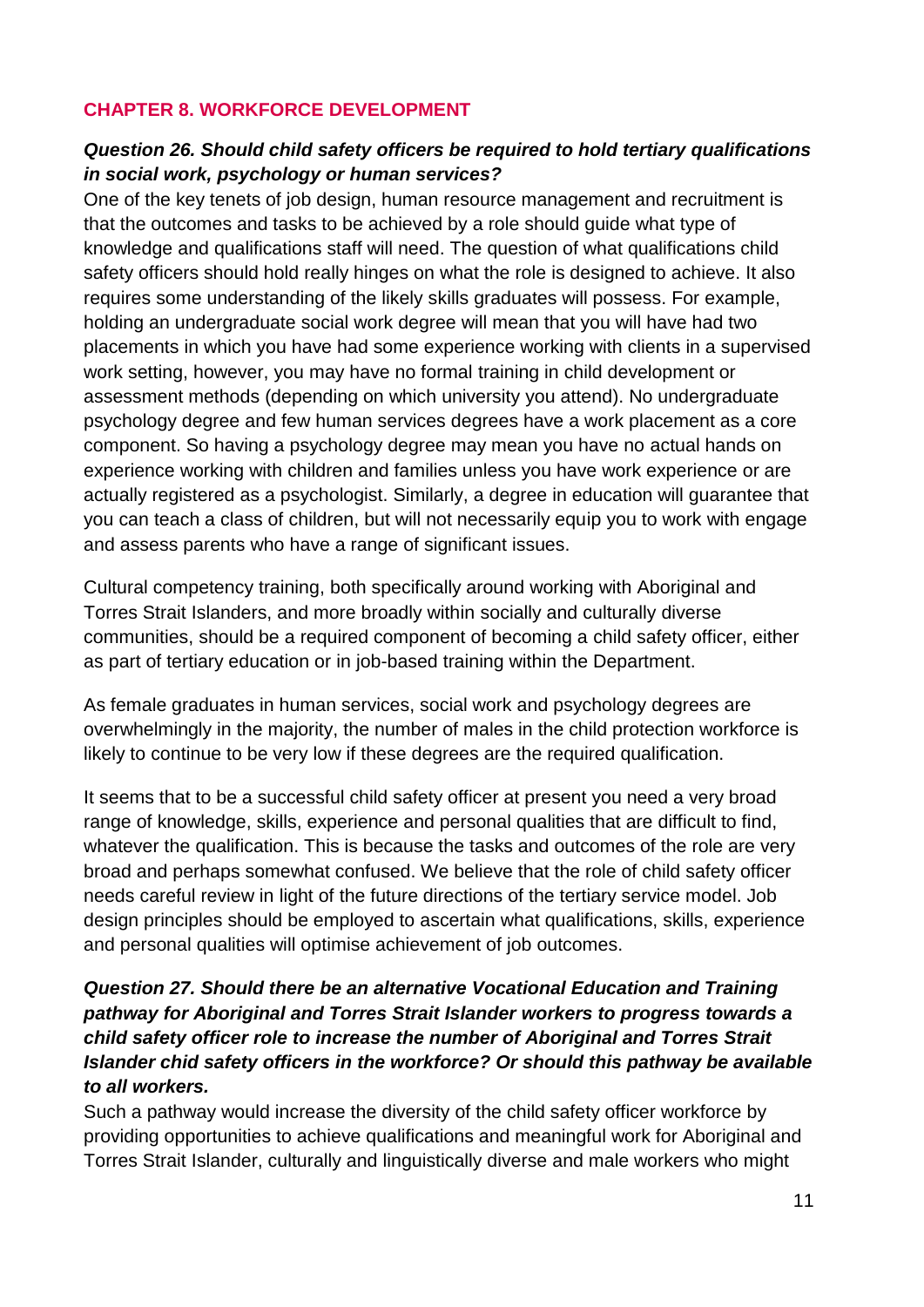## CHAPTER 8. WORKFORCE DEVELOPMENT

### *Question 26. Should child safety officers be required to hold tertiary qualifications in social work, psychology or human services?*

One of the key tenets of job design, human resource management and recruitment is that the outcomes and tasks to be achieved by a role should guide what type of knowledge and qualifications staff will need. The question of what qualifications child safety officers should hold really hinges on what the role is designed to achieve. It also requires some understanding of the likely skills graduates will possess. For example, holding an undergraduate social work degree will mean that you will have had two placements in which you have had some experience working with clients in a supervised work setting, however, you may have no formal training in child development or assessment methods (depending on which university you attend). No undergraduate psychology degree and few human services degrees have a work placement as a core component. So having a psychology degree may mean you have no actual hands on experience working with children and families unless you have work experience or are actually registered as a psychologist. Similarly, a degree in education will guarantee that you can teach a class of children, but will not necessarily equip you to work with engage and assess parents who have a range of significant issues.

Cultural competency training, both specifically around working with Aboriginal and Torres Strait Islanders, and more broadly within socially and culturally diverse communities, should be a required component of becoming a child safety officer, either as part of tertiary education or in job-based training within the Department.

As female graduates in human services, social work and psychology degrees are overwhelmingly in the majority, the number of males in the child protection workforce is likely to continue to be very low if these degrees are the required qualification.

It seems that to be a successful child safety officer at present you need a very broad range of knowledge, skills, experience and personal qualities that are difficult to find, whatever the qualification. This is because the tasks and outcomes of the role are very broad and perhaps somewhat confused. We believe that the role of child safety officer needs careful review in light of the future directions of the tertiary service model. Job design principles should be employed to ascertain what qualifications, skills, experience and personal qualities will optimise achievement of job outcomes.

### *Question 27. Should there be an alternative Vocational Education and Training pathway for Aboriginal and Torres Strait Islander workers to progress towards a child safety officer role to increase the number of Aboriginal and Torres Strait Islander chid safety officers in the workforce? Or should this pathway be available to all workers.*

Such a pathway would increase the diversity of the child safety officer workforce by providing opportunities to achieve qualifications and meaningful work for Aboriginal and Torres Strait Islander, culturally and linguistically diverse and male workers who might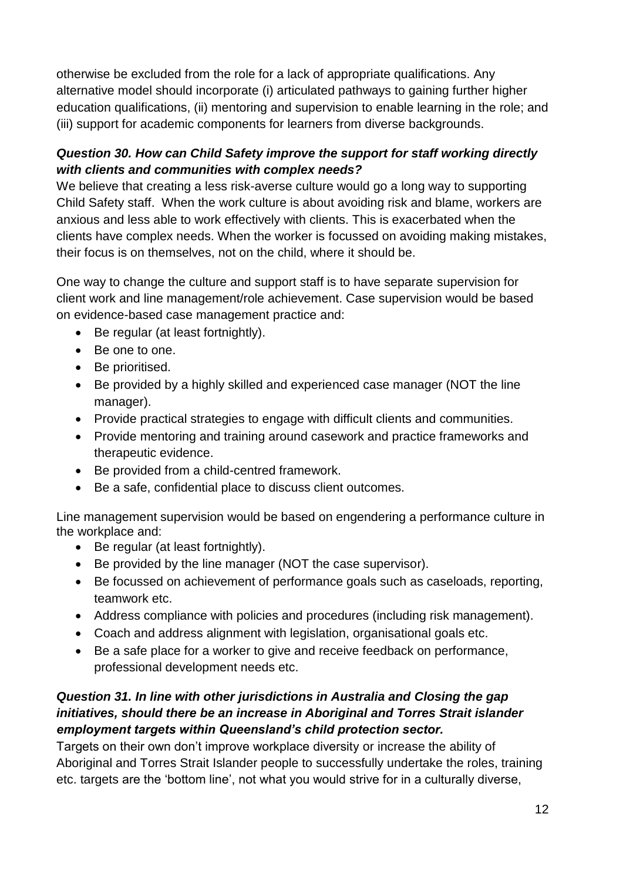otherwise be excluded from the role for a lack of appropriate qualifications. Any alternative model should incorporate (i) articulated pathways to gaining further higher education qualifications, (ii) mentoring and supervision to enable learning in the role; and (iii) support for academic components for learners from diverse backgrounds.

***Question 30. How can Child Safety improve the support for staff working directly with clients and communities with complex needs?***

We believe that creating a less risk-averse culture would go a long way to supporting Child Safety staff. When the work culture is about avoiding risk and blame, workers are anxious and less able to work effectively with clients. This is exacerbated when the clients have complex needs. When the worker is focussed on avoiding making mistakes, their focus is on themselves, not on the child, where it should be.

One way to change the culture and support staff is to have separate supervision for client work and line management/role achievement. Case supervision would be based on evidence-based case management practice and:

- Be regular (at least fortnightly).
- Be one to one.
- Be prioritised.
- Be provided by a highly skilled and experienced case manager (NOT the line manager).
- Provide practical strategies to engage with difficult clients and communities.
- Provide mentoring and training around casework and practice frameworks and therapeutic evidence.
- Be provided from a child-centred framework.
- Be a safe, confidential place to discuss client outcomes.

Line management supervision would be based on engendering a performance culture in the workplace and:

- Be regular (at least fortnightly).
- Be provided by the line manager (NOT the case supervisor).
- Be focussed on achievement of performance goals such as caseloads, reporting, teamwork etc.
- Address compliance with policies and procedures (including risk management).
- Coach and address alignment with legislation, organisational goals etc.
- Be a safe place for a worker to give and receive feedback on performance, professional development needs etc.

***Question 31. In line with other jurisdictions in Australia and Closing the gap initiatives, should there be an increase in Aboriginal and Torres Strait islander employment targets within Queensland's child protection sector.***

Targets on their own don't improve workplace diversity or increase the ability of Aboriginal and Torres Strait Islander people to successfully undertake the roles, training etc. targets are the 'bottom line', not what you would strive for in a culturally diverse,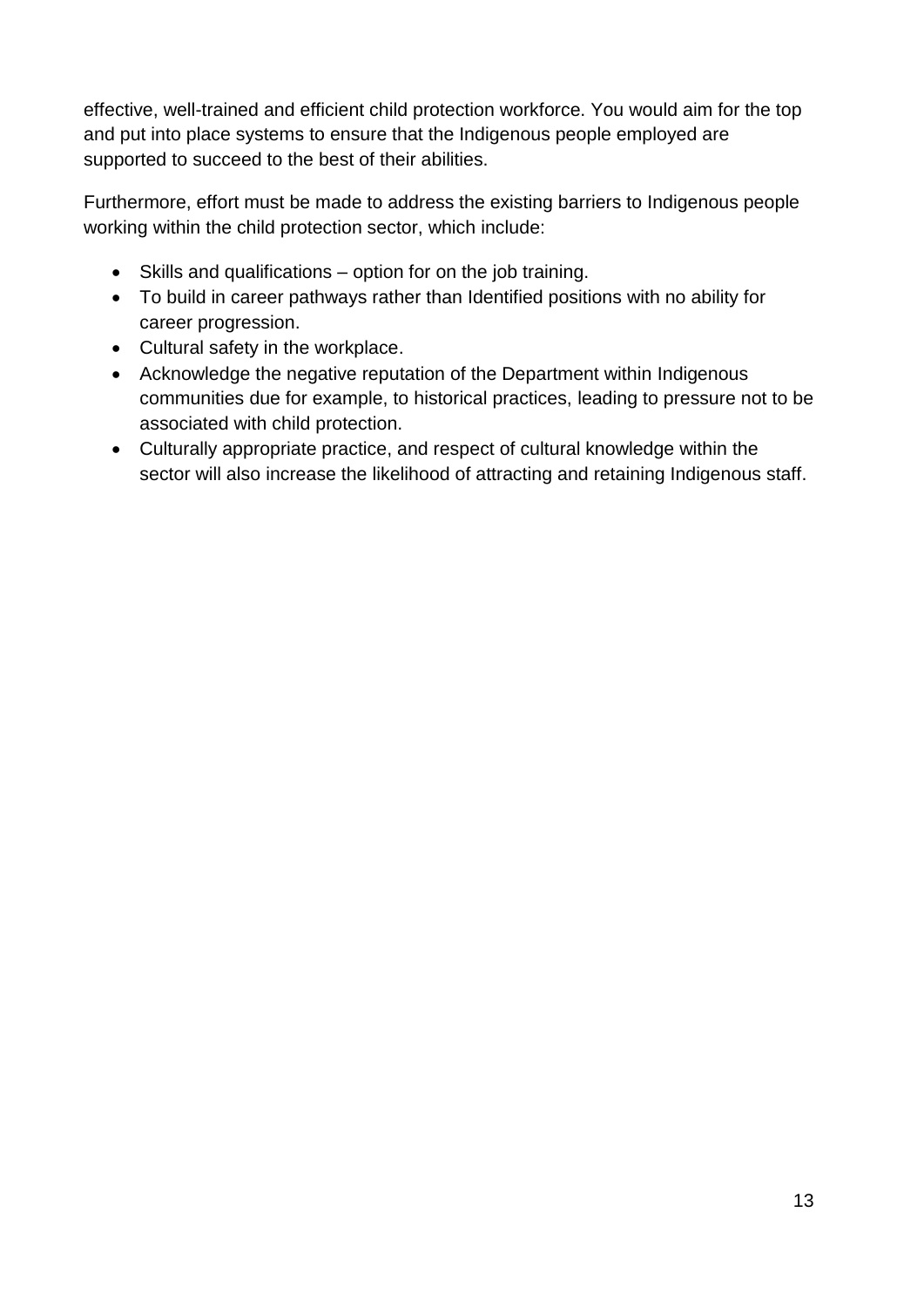effective, well-trained and efficient child protection workforce. You would aim for the top and put into place systems to ensure that the Indigenous people employed are supported to succeed to the best of their abilities.

Furthermore, effort must be made to address the existing barriers to Indigenous people working within the child protection sector, which include:

- Skills and qualifications – option for on the job training.
- To build in career pathways rather than Identified positions with no ability for career progression.
- Cultural safety in the workplace.
- Acknowledge the negative reputation of the Department within Indigenous communities due for example, to historical practices, leading to pressure not to be associated with child protection.
- Culturally appropriate practice, and respect of cultural knowledge within the sector will also increase the likelihood of attracting and retaining Indigenous staff.